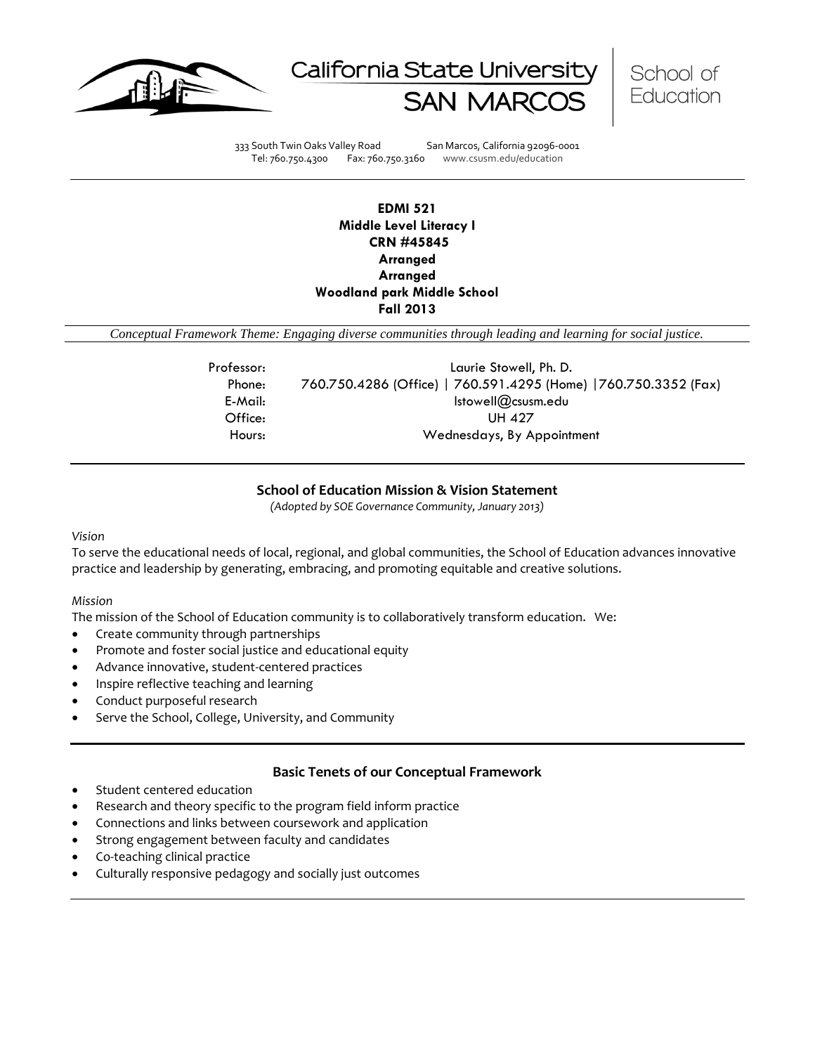California State University SAN MARCOS | School of Education

333 South Twin Oaks Valley Road San Marcos, California 92096-0001
Tel: 760.750.4300 Fax: 760.750.3160 www.csusm.edu/education

**EDMI 521**
**Middle Level Literacy I**
**CRN #45845**
**Arranged**
**Arranged**
**Woodland park Middle School**
**Fall 2013**

*Conceptual Framework Theme: Engaging diverse communities through leading and learning for social justice.*

Professor: Laurie Stowell, Ph. D.
Phone: 760.750.4286 (Office) | 760.591.4295 (Home) |760.750.3352 (Fax)
E-Mail: lstowell@csusm.edu
Office: UH 427
Hours: Wednesdays, By Appointment

## School of Education Mission & Vision Statement

*(Adopted by SOE Governance Community, January 2013)*

*Vision*

To serve the educational needs of local, regional, and global communities, the School of Education advances innovative practice and leadership by generating, embracing, and promoting equitable and creative solutions.

*Mission*

The mission of the School of Education community is to collaboratively transform education. We:

- Create community through partnerships
- Promote and foster social justice and educational equity
- Advance innovative, student-centered practices
- Inspire reflective teaching and learning
- Conduct purposeful research
- Serve the School, College, University, and Community

## Basic Tenets of our Conceptual Framework

- Student centered education
- Research and theory specific to the program field inform practice
- Connections and links between coursework and application
- Strong engagement between faculty and candidates
- Co-teaching clinical practice
- Culturally responsive pedagogy and socially just outcomes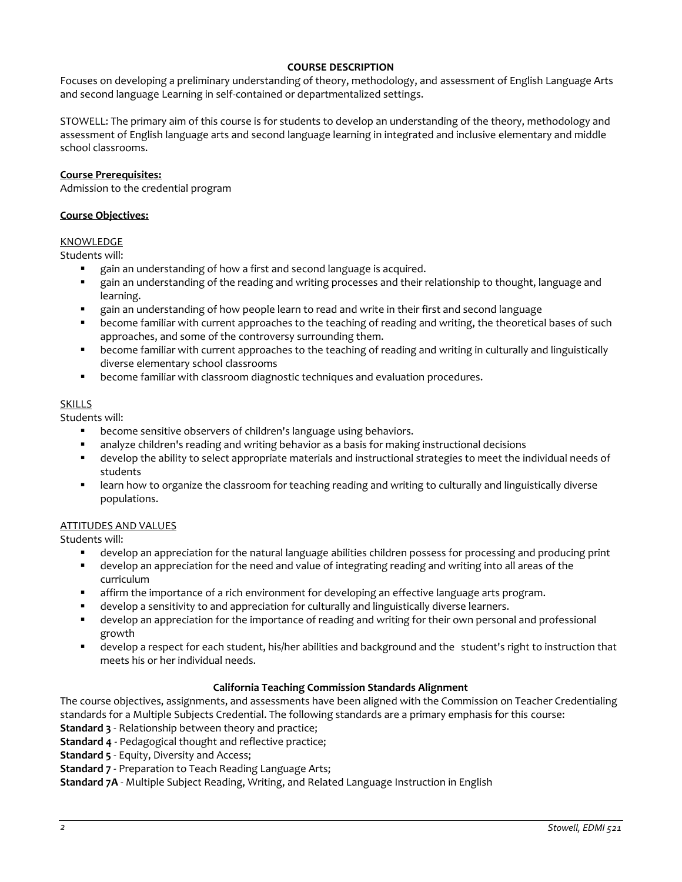## COURSE DESCRIPTION

Focuses on developing a preliminary understanding of theory, methodology, and assessment of English Language Arts and second language Learning in self-contained or departmentalized settings.

STOWELL: The primary aim of this course is for students to develop an understanding of the theory, methodology and assessment of English language arts and second language learning in integrated and inclusive elementary and middle school classrooms.

**Course Prerequisites:**

Admission to the credential program

**Course Objectives:**

KNOWLEDGE

Students will:

- gain an understanding of how a first and second language is acquired.
- gain an understanding of the reading and writing processes and their relationship to thought, language and learning.
- gain an understanding of how people learn to read and write in their first and second language
- become familiar with current approaches to the teaching of reading and writing, the theoretical bases of such approaches, and some of the controversy surrounding them.
- become familiar with current approaches to the teaching of reading and writing in culturally and linguistically diverse elementary school classrooms
- become familiar with classroom diagnostic techniques and evaluation procedures.

SKILLS

Students will:

- become sensitive observers of children's language using behaviors.
- analyze children's reading and writing behavior as a basis for making instructional decisions
- develop the ability to select appropriate materials and instructional strategies to meet the individual needs of students
- learn how to organize the classroom for teaching reading and writing to culturally and linguistically diverse populations.

ATTITUDES AND VALUES

Students will:

- develop an appreciation for the natural language abilities children possess for processing and producing print
- develop an appreciation for the need and value of integrating reading and writing into all areas of the curriculum
- affirm the importance of a rich environment for developing an effective language arts program.
- develop a sensitivity to and appreciation for culturally and linguistically diverse learners.
- develop an appreciation for the importance of reading and writing for their own personal and professional growth
- develop a respect for each student, his/her abilities and background and the student's right to instruction that meets his or her individual needs.

## California Teaching Commission Standards Alignment

The course objectives, assignments, and assessments have been aligned with the Commission on Teacher Credentialing standards for a Multiple Subjects Credential. The following standards are a primary emphasis for this course:

**Standard 3** - Relationship between theory and practice;

**Standard 4** - Pedagogical thought and reflective practice;

**Standard 5** - Equity, Diversity and Access;

**Standard 7** - Preparation to Teach Reading Language Arts;

**Standard 7A** - Multiple Subject Reading, Writing, and Related Language Instruction in English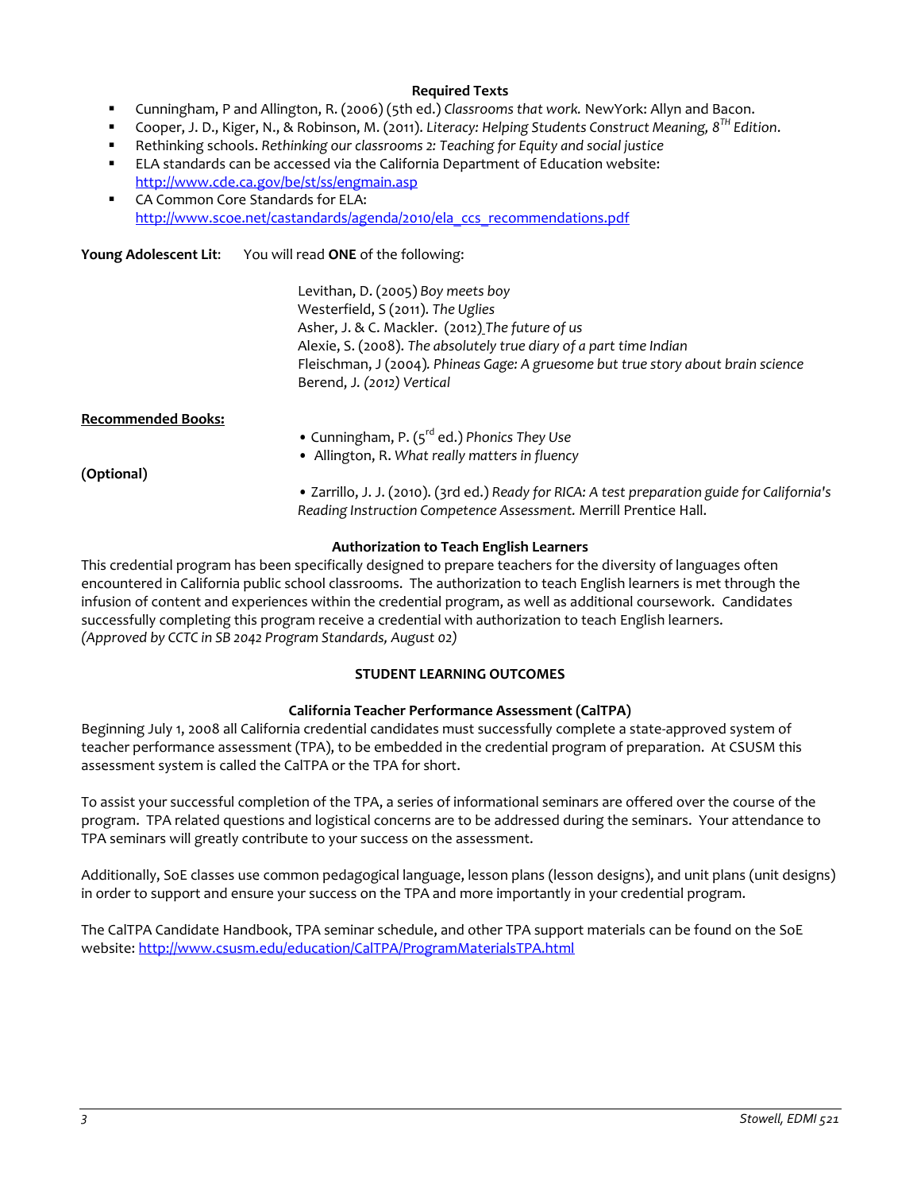### Required Texts

- Cunningham, P and Allington, R. (2006) (5th ed.) *Classrooms that work.* NewYork: Allyn and Bacon.
- Cooper, J. D., Kiger, N., & Robinson, M. (2011). *Literacy: Helping Students Construct Meaning, 8TH Edition*.
- Rethinking schools. *Rethinking our classrooms 2: Teaching for Equity and social justice*
- ELA standards can be accessed via the California Department of Education website: http://www.cde.ca.gov/be/st/ss/engmain.asp
- CA Common Core Standards for ELA: http://www.scoe.net/castandards/agenda/2010/ela_ccs_recommendations.pdf

**Young Adolescent Lit**: You will read **ONE** of the following:

Levithan, D. (2005) *Boy meets boy*
Westerfield, S (2011). *The Uglies*
Asher, J. & C. Mackler. (2012) *The future of us*
Alexie, S. (2008). *The absolutely true diary of a part time Indian*
Fleischman, J (2004). *Phineas Gage: A gruesome but true story about brain science*
Berend, J. *(2012) Vertical*

**Recommended Books:**

**(Optional)**

- Cunningham, P. (5rd ed.) *Phonics They Use*
- Allington, R. *What really matters in fluency*
- Zarrillo, J. J. (2010). (3rd ed.) *Ready for RICA: A test preparation guide for California's Reading Instruction Competence Assessment.* Merrill Prentice Hall.

### Authorization to Teach English Learners

This credential program has been specifically designed to prepare teachers for the diversity of languages often encountered in California public school classrooms. The authorization to teach English learners is met through the infusion of content and experiences within the credential program, as well as additional coursework. Candidates successfully completing this program receive a credential with authorization to teach English learners.
*(Approved by CCTC in SB 2042 Program Standards, August 02)*

## STUDENT LEARNING OUTCOMES

### California Teacher Performance Assessment (CalTPA)

Beginning July 1, 2008 all California credential candidates must successfully complete a state-approved system of teacher performance assessment (TPA), to be embedded in the credential program of preparation. At CSUSM this assessment system is called the CalTPA or the TPA for short.

To assist your successful completion of the TPA, a series of informational seminars are offered over the course of the program. TPA related questions and logistical concerns are to be addressed during the seminars. Your attendance to TPA seminars will greatly contribute to your success on the assessment.

Additionally, SoE classes use common pedagogical language, lesson plans (lesson designs), and unit plans (unit designs) in order to support and ensure your success on the TPA and more importantly in your credential program.

The CalTPA Candidate Handbook, TPA seminar schedule, and other TPA support materials can be found on the SoE website: http://www.csusm.edu/education/CalTPA/ProgramMaterialsTPA.html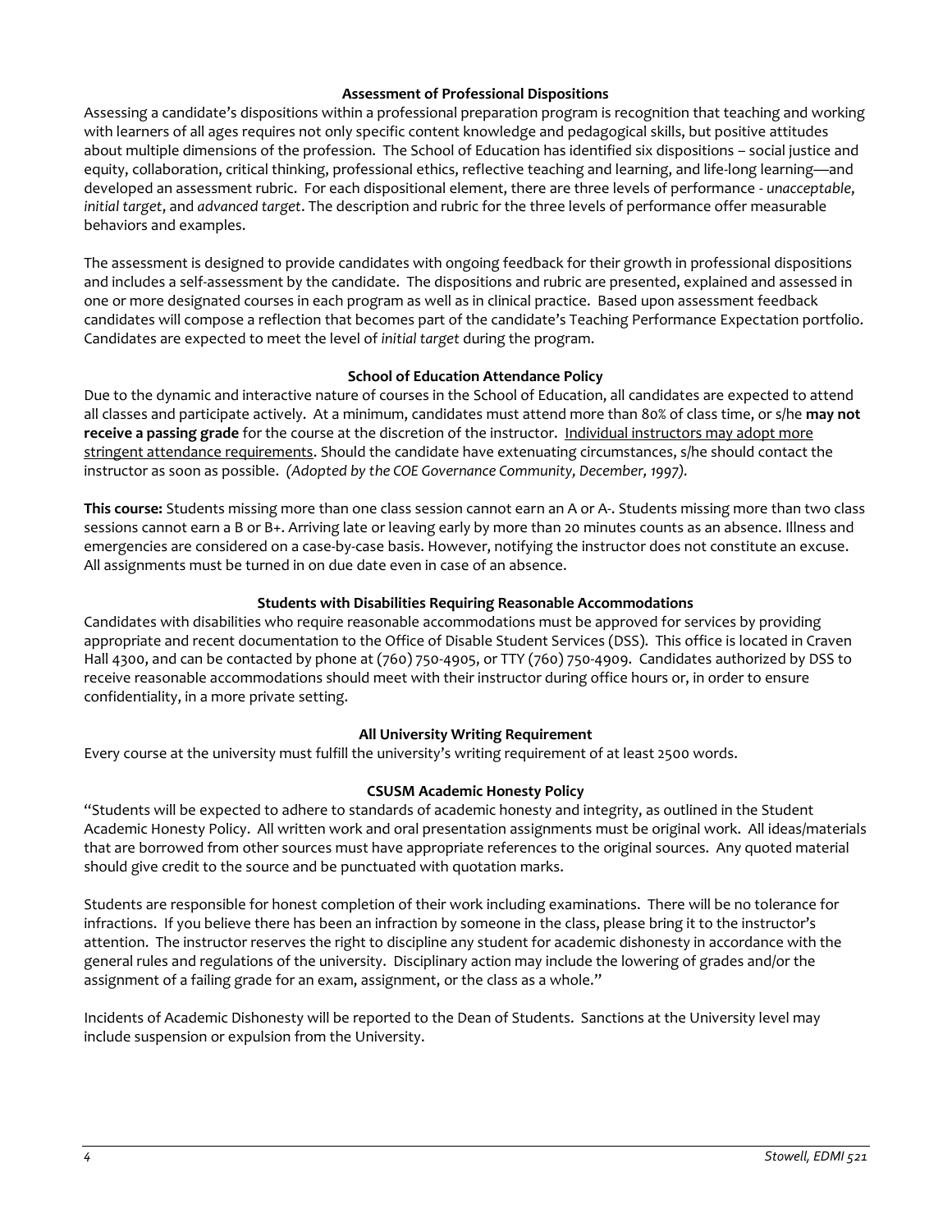### Assessment of Professional Dispositions

Assessing a candidate's dispositions within a professional preparation program is recognition that teaching and working with learners of all ages requires not only specific content knowledge and pedagogical skills, but positive attitudes about multiple dimensions of the profession. The School of Education has identified six dispositions – social justice and equity, collaboration, critical thinking, professional ethics, reflective teaching and learning, and life-long learning—and developed an assessment rubric. For each dispositional element, there are three levels of performance - *unacceptable*, *initial target*, and *advanced target*. The description and rubric for the three levels of performance offer measurable behaviors and examples.

The assessment is designed to provide candidates with ongoing feedback for their growth in professional dispositions and includes a self-assessment by the candidate. The dispositions and rubric are presented, explained and assessed in one or more designated courses in each program as well as in clinical practice. Based upon assessment feedback candidates will compose a reflection that becomes part of the candidate's Teaching Performance Expectation portfolio. Candidates are expected to meet the level of *initial target* during the program.

### School of Education Attendance Policy

Due to the dynamic and interactive nature of courses in the School of Education, all candidates are expected to attend all classes and participate actively. At a minimum, candidates must attend more than 80% of class time, or s/he **may not receive a passing grade** for the course at the discretion of the instructor. <u>Individual instructors may adopt more stringent attendance requirements</u>. Should the candidate have extenuating circumstances, s/he should contact the instructor as soon as possible. *(Adopted by the COE Governance Community, December, 1997).*

**This course:** Students missing more than one class session cannot earn an A or A-. Students missing more than two class sessions cannot earn a B or B+. Arriving late or leaving early by more than 20 minutes counts as an absence. Illness and emergencies are considered on a case-by-case basis. However, notifying the instructor does not constitute an excuse. All assignments must be turned in on due date even in case of an absence.

### Students with Disabilities Requiring Reasonable Accommodations

Candidates with disabilities who require reasonable accommodations must be approved for services by providing appropriate and recent documentation to the Office of Disable Student Services (DSS). This office is located in Craven Hall 4300, and can be contacted by phone at (760) 750-4905, or TTY (760) 750-4909. Candidates authorized by DSS to receive reasonable accommodations should meet with their instructor during office hours or, in order to ensure confidentiality, in a more private setting.

### All University Writing Requirement

Every course at the university must fulfill the university's writing requirement of at least 2500 words.

### CSUSM Academic Honesty Policy

"Students will be expected to adhere to standards of academic honesty and integrity, as outlined in the Student Academic Honesty Policy. All written work and oral presentation assignments must be original work. All ideas/materials that are borrowed from other sources must have appropriate references to the original sources. Any quoted material should give credit to the source and be punctuated with quotation marks.

Students are responsible for honest completion of their work including examinations. There will be no tolerance for infractions. If you believe there has been an infraction by someone in the class, please bring it to the instructor's attention. The instructor reserves the right to discipline any student for academic dishonesty in accordance with the general rules and regulations of the university. Disciplinary action may include the lowering of grades and/or the assignment of a failing grade for an exam, assignment, or the class as a whole."

Incidents of Academic Dishonesty will be reported to the Dean of Students. Sanctions at the University level may include suspension or expulsion from the University.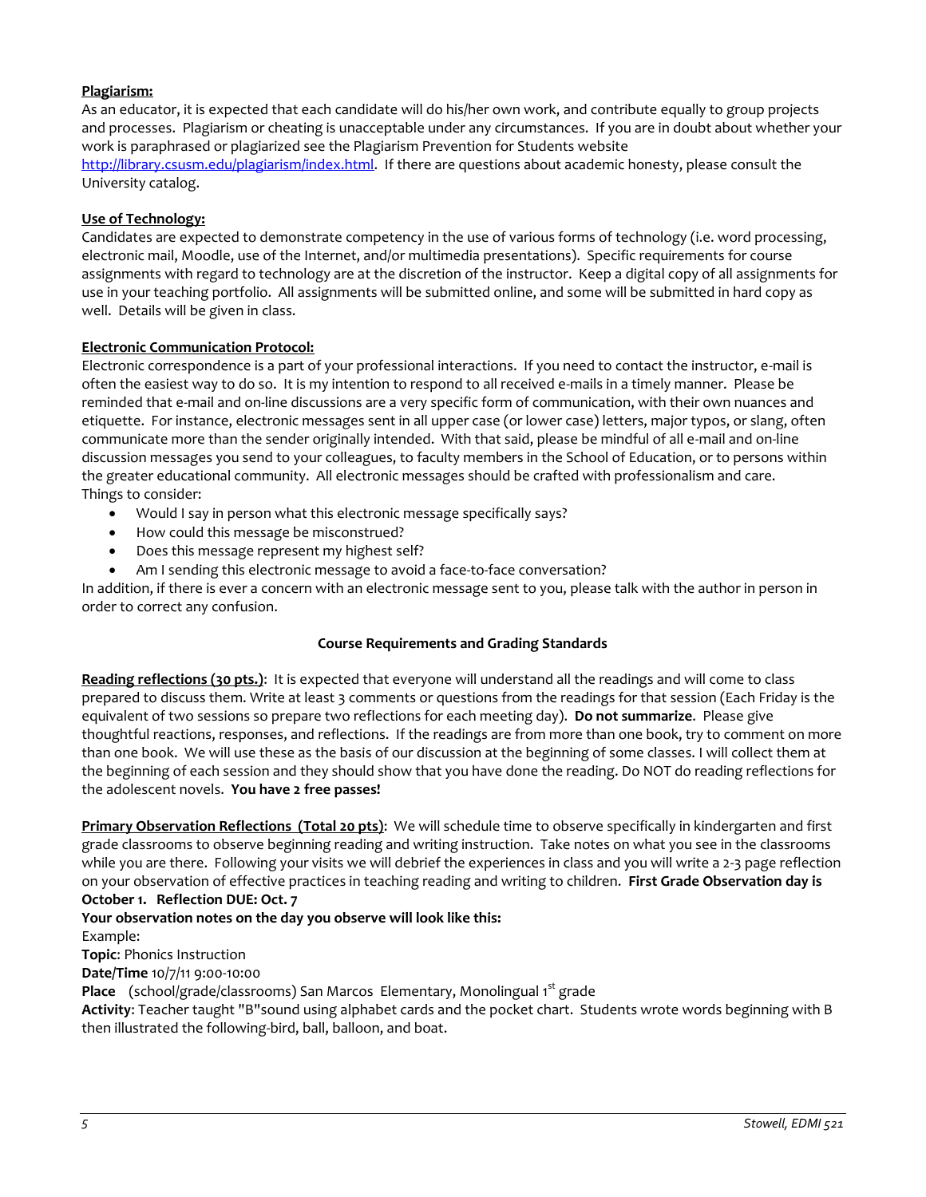**Plagiarism:**
As an educator, it is expected that each candidate will do his/her own work, and contribute equally to group projects and processes. Plagiarism or cheating is unacceptable under any circumstances. If you are in doubt about whether your work is paraphrased or plagiarized see the Plagiarism Prevention for Students website http://library.csusm.edu/plagiarism/index.html. If there are questions about academic honesty, please consult the University catalog.

**Use of Technology:**
Candidates are expected to demonstrate competency in the use of various forms of technology (i.e. word processing, electronic mail, Moodle, use of the Internet, and/or multimedia presentations). Specific requirements for course assignments with regard to technology are at the discretion of the instructor. Keep a digital copy of all assignments for use in your teaching portfolio. All assignments will be submitted online, and some will be submitted in hard copy as well. Details will be given in class.

**Electronic Communication Protocol:**
Electronic correspondence is a part of your professional interactions. If you need to contact the instructor, e-mail is often the easiest way to do so. It is my intention to respond to all received e-mails in a timely manner. Please be reminded that e-mail and on-line discussions are a very specific form of communication, with their own nuances and etiquette. For instance, electronic messages sent in all upper case (or lower case) letters, major typos, or slang, often communicate more than the sender originally intended. With that said, please be mindful of all e-mail and on-line discussion messages you send to your colleagues, to faculty members in the School of Education, or to persons within the greater educational community. All electronic messages should be crafted with professionalism and care.
Things to consider:

- Would I say in person what this electronic message specifically says?
- How could this message be misconstrued?
- Does this message represent my highest self?
- Am I sending this electronic message to avoid a face-to-face conversation?

In addition, if there is ever a concern with an electronic message sent to you, please talk with the author in person in order to correct any confusion.

## Course Requirements and Grading Standards

**Reading reflections (30 pts.)**: It is expected that everyone will understand all the readings and will come to class prepared to discuss them. Write at least 3 comments or questions from the readings for that session (Each Friday is the equivalent of two sessions so prepare two reflections for each meeting day). **Do not summarize**. Please give thoughtful reactions, responses, and reflections. If the readings are from more than one book, try to comment on more than one book. We will use these as the basis of our discussion at the beginning of some classes. I will collect them at the beginning of each session and they should show that you have done the reading. Do NOT do reading reflections for the adolescent novels. **You have 2 free passes!**

**Primary Observation Reflections (Total 20 pts)**: We will schedule time to observe specifically in kindergarten and first grade classrooms to observe beginning reading and writing instruction. Take notes on what you see in the classrooms while you are there. Following your visits we will debrief the experiences in class and you will write a 2-3 page reflection on your observation of effective practices in teaching reading and writing to children. **First Grade Observation day is October 1. Reflection DUE: Oct. 7**

**Your observation notes on the day you observe will look like this:**
Example:
**Topic**: Phonics Instruction
**Date/Time** 10/7/11 9:00-10:00
**Place** (school/grade/classrooms) San Marcos Elementary, Monolingual 1st grade
**Activity**: Teacher taught "B"sound using alphabet cards and the pocket chart. Students wrote words beginning with B then illustrated the following-bird, ball, balloon, and boat.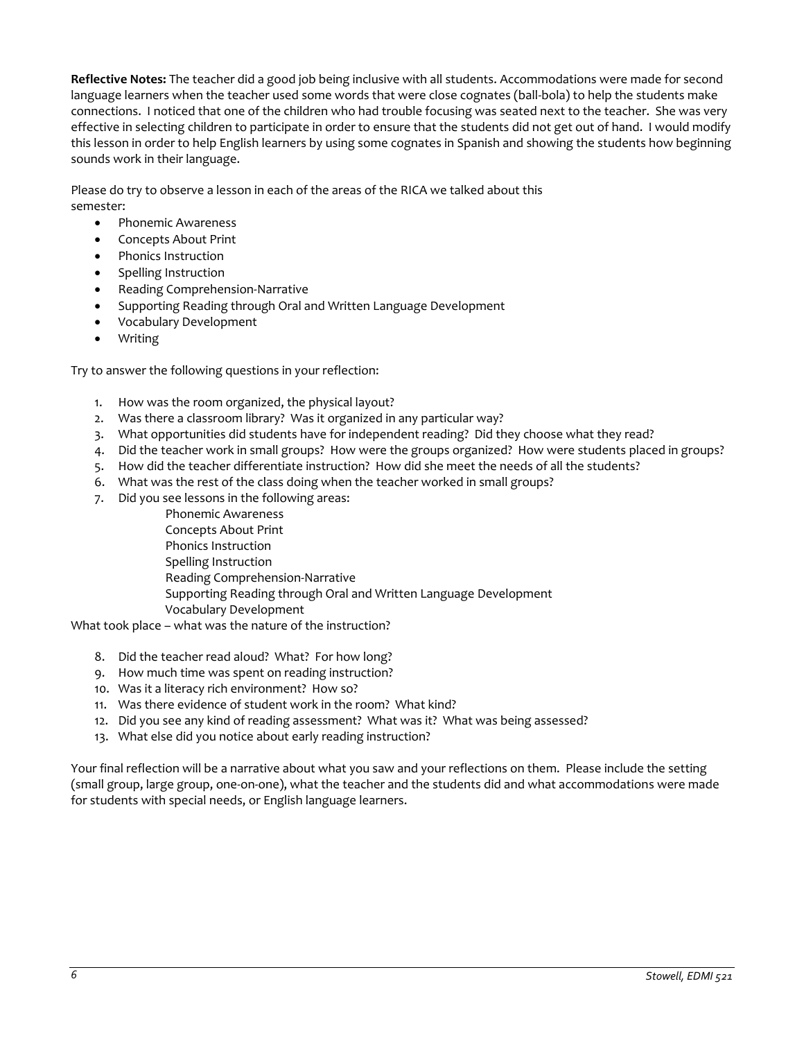**Reflective Notes:** The teacher did a good job being inclusive with all students. Accommodations were made for second language learners when the teacher used some words that were close cognates (ball-bola) to help the students make connections. I noticed that one of the children who had trouble focusing was seated next to the teacher. She was very effective in selecting children to participate in order to ensure that the students did not get out of hand. I would modify this lesson in order to help English learners by using some cognates in Spanish and showing the students how beginning sounds work in their language.

Please do try to observe a lesson in each of the areas of the RICA we talked about this semester:

- Phonemic Awareness
- Concepts About Print
- Phonics Instruction
- Spelling Instruction
- Reading Comprehension-Narrative
- Supporting Reading through Oral and Written Language Development
- Vocabulary Development
- Writing

Try to answer the following questions in your reflection:

1. How was the room organized, the physical layout?
2. Was there a classroom library? Was it organized in any particular way?
3. What opportunities did students have for independent reading? Did they choose what they read?
4. Did the teacher work in small groups? How were the groups organized? How were students placed in groups?
5. How did the teacher differentiate instruction? How did she meet the needs of all the students?
6. What was the rest of the class doing when the teacher worked in small groups?
7. Did you see lessons in the following areas:
   - Phonemic Awareness
   - Concepts About Print
   - Phonics Instruction
   - Spelling Instruction
   - Reading Comprehension-Narrative
   - Supporting Reading through Oral and Written Language Development
   - Vocabulary Development

What took place – what was the nature of the instruction?

8. Did the teacher read aloud? What? For how long?
9. How much time was spent on reading instruction?
10. Was it a literacy rich environment? How so?
11. Was there evidence of student work in the room? What kind?
12. Did you see any kind of reading assessment? What was it? What was being assessed?
13. What else did you notice about early reading instruction?

Your final reflection will be a narrative about what you saw and your reflections on them. Please include the setting (small group, large group, one-on-one), what the teacher and the students did and what accommodations were made for students with special needs, or English language learners.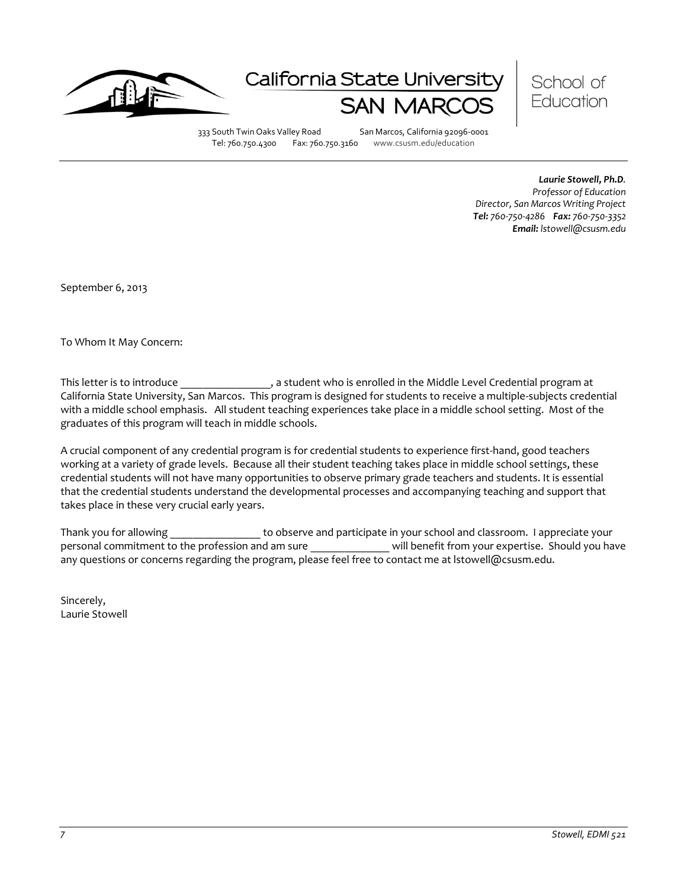California State University
SAN MARCOS

School of Education

333 South Twin Oaks Valley Road San Marcos, California 92096-0001
Tel: 760.750.4300 Fax: 760.750.3160 www.csusm.edu/education

***Laurie Stowell, Ph.D.***
*Professor of Education*
*Director, San Marcos Writing Project*
***Tel:*** *760-750-4286* ***Fax:*** *760-750-3352*
***Email:*** *lstowell@csusm.edu*

September 6, 2013

To Whom It May Concern:

This letter is to introduce ________________, a student who is enrolled in the Middle Level Credential program at California State University, San Marcos. This program is designed for students to receive a multiple-subjects credential with a middle school emphasis. All student teaching experiences take place in a middle school setting. Most of the graduates of this program will teach in middle schools.

A crucial component of any credential program is for credential students to experience first-hand, good teachers working at a variety of grade levels. Because all their student teaching takes place in middle school settings, these credential students will not have many opportunities to observe primary grade teachers and students. It is essential that the credential students understand the developmental processes and accompanying teaching and support that takes place in these very crucial early years.

Thank you for allowing ________________ to observe and participate in your school and classroom. I appreciate your personal commitment to the profession and am sure ______________ will benefit from your expertise. Should you have any questions or concerns regarding the program, please feel free to contact me at lstowell@csusm.edu.

Sincerely,
Laurie Stowell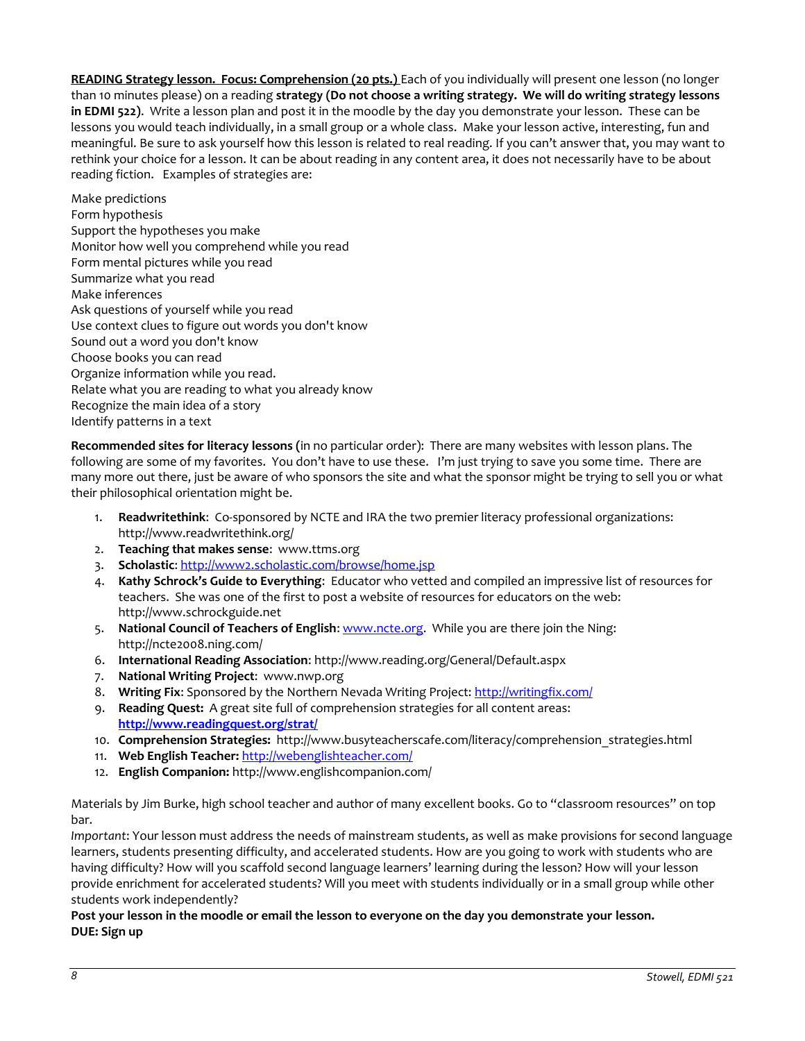**READING Strategy lesson. Focus: Comprehension (20 pts.)** Each of you individually will present one lesson (no longer than 10 minutes please) on a reading **strategy (Do not choose a writing strategy. We will do writing strategy lessons in EDMI 522)**. Write a lesson plan and post it in the moodle by the day you demonstrate your lesson. These can be lessons you would teach individually, in a small group or a whole class. Make your lesson active, interesting, fun and meaningful. Be sure to ask yourself how this lesson is related to real reading. If you can't answer that, you may want to rethink your choice for a lesson. It can be about reading in any content area, it does not necessarily have to be about reading fiction. Examples of strategies are:

Make predictions
Form hypothesis
Support the hypotheses you make
Monitor how well you comprehend while you read
Form mental pictures while you read
Summarize what you read
Make inferences
Ask questions of yourself while you read
Use context clues to figure out words you don't know
Sound out a word you don't know
Choose books you can read
Organize information while you read.
Relate what you are reading to what you already know
Recognize the main idea of a story
Identify patterns in a text

**Recommended sites for literacy lessons** (in no particular order): There are many websites with lesson plans. The following are some of my favorites. You don't have to use these. I'm just trying to save you some time. There are many more out there, just be aware of who sponsors the site and what the sponsor might be trying to sell you or what their philosophical orientation might be.

1. **Readwritethink**: Co-sponsored by NCTE and IRA the two premier literacy professional organizations: http://www.readwritethink.org/
2. **Teaching that makes sense**: www.ttms.org
3. **Scholastic**: http://www2.scholastic.com/browse/home.jsp
4. **Kathy Schrock's Guide to Everything**: Educator who vetted and compiled an impressive list of resources for teachers. She was one of the first to post a website of resources for educators on the web: http://www.schrockguide.net
5. **National Council of Teachers of English**: www.ncte.org. While you are there join the Ning: http://ncte2008.ning.com/
6. **International Reading Association**: http://www.reading.org/General/Default.aspx
7. **National Writing Project**: www.nwp.org
8. **Writing Fix**: Sponsored by the Northern Nevada Writing Project: http://writingfix.com/
9. **Reading Quest:** A great site full of comprehension strategies for all content areas: **http://www.readingquest.org/strat/**
10. **Comprehension Strategies:** http://www.busyteacherscafe.com/literacy/comprehension_strategies.html
11. **Web English Teacher:** http://webenglishteacher.com/
12. **English Companion:** http://www.englishcompanion.com/

Materials by Jim Burke, high school teacher and author of many excellent books. Go to "classroom resources" on top bar.

*Important*: Your lesson must address the needs of mainstream students, as well as make provisions for second language learners, students presenting difficulty, and accelerated students. How are you going to work with students who are having difficulty? How will you scaffold second language learners' learning during the lesson? How will your lesson provide enrichment for accelerated students? Will you meet with students individually or in a small group while other students work independently?

**Post your lesson in the moodle or email the lesson to everyone on the day you demonstrate your lesson.**
**DUE: Sign up**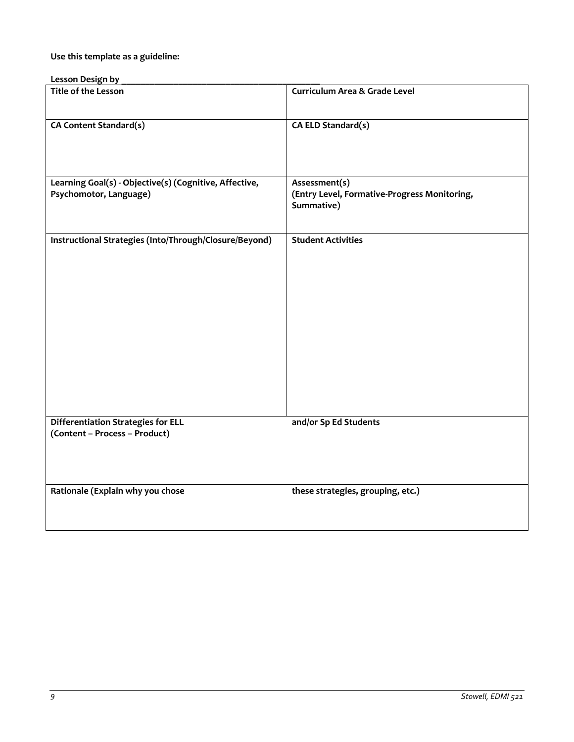**Use this template as a guideline:**

**Lesson Design by \_\_\_\_\_\_\_\_\_\_\_\_\_\_\_\_\_\_\_\_\_\_\_\_\_\_\_\_\_\_\_\_\_\_\_\_\_\_\_\_\_\_\_**

| **Title of the Lesson** | **Curriculum Area & Grade Level** |
|---|---|
| **CA Content Standard(s)** | **CA ELD Standard(s)** |
| **Learning Goal(s) - Objective(s) (Cognitive, Affective, Psychomotor, Language)** | **Assessment(s) (Entry Level, Formative-Progress Monitoring, Summative)** |
| **Instructional Strategies (Into/Through/Closure/Beyond)** | **Student Activities** |
| **Differentiation Strategies for ELL (Content – Process – Product)** | **and/or Sp Ed Students** |
| **Rationale (Explain why you chose** | **these strategies, grouping, etc.)** |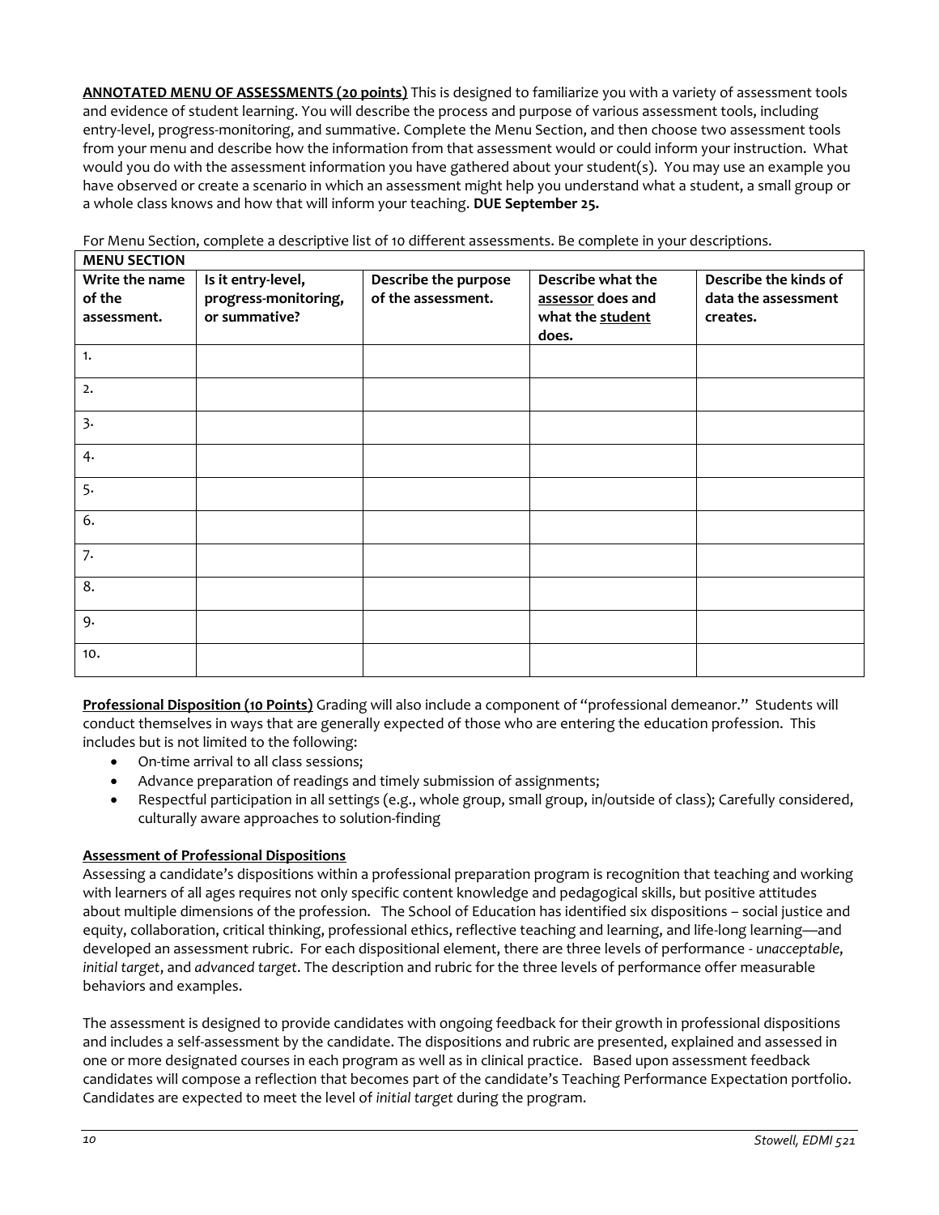**<u>ANNOTATED MENU OF ASSESSMENTS (20 points)</u>** This is designed to familiarize you with a variety of assessment tools and evidence of student learning. You will describe the process and purpose of various assessment tools, including entry-level, progress-monitoring, and summative. Complete the Menu Section, and then choose two assessment tools from your menu and describe how the information from that assessment would or could inform your instruction. What would you do with the assessment information you have gathered about your student(s). You may use an example you have observed or create a scenario in which an assessment might help you understand what a student, a small group or a whole class knows and how that will inform your teaching. **DUE September 25.**

For Menu Section, complete a descriptive list of 10 different assessments. Be complete in your descriptions.

| **MENU SECTION** | | | | |
|---|---|---|---|---|
| **Write the name of the assessment.** | **Is it entry-level, progress-monitoring, or summative?** | **Describe the purpose of the assessment.** | **Describe what the <u>assessor</u> does and what the <u>student</u> does.** | **Describe the kinds of data the assessment creates.** |
| 1. | | | | |
| 2. | | | | |
| 3. | | | | |
| 4. | | | | |
| 5. | | | | |
| 6. | | | | |
| 7. | | | | |
| 8. | | | | |
| 9. | | | | |
| 10. | | | | |

**<u>Professional Disposition (10 Points)</u>** Grading will also include a component of "professional demeanor." Students will conduct themselves in ways that are generally expected of those who are entering the education profession. This includes but is not limited to the following:

- On-time arrival to all class sessions;
- Advance preparation of readings and timely submission of assignments;
- Respectful participation in all settings (e.g., whole group, small group, in/outside of class); Carefully considered, culturally aware approaches to solution-finding

**<u>Assessment of Professional Dispositions</u>**

Assessing a candidate's dispositions within a professional preparation program is recognition that teaching and working with learners of all ages requires not only specific content knowledge and pedagogical skills, but positive attitudes about multiple dimensions of the profession. The School of Education has identified six dispositions – social justice and equity, collaboration, critical thinking, professional ethics, reflective teaching and learning, and life-long learning—and developed an assessment rubric. For each dispositional element, there are three levels of performance - *unacceptable*, *initial target*, and *advanced target*. The description and rubric for the three levels of performance offer measurable behaviors and examples.

The assessment is designed to provide candidates with ongoing feedback for their growth in professional dispositions and includes a self-assessment by the candidate. The dispositions and rubric are presented, explained and assessed in one or more designated courses in each program as well as in clinical practice. Based upon assessment feedback candidates will compose a reflection that becomes part of the candidate's Teaching Performance Expectation portfolio. Candidates are expected to meet the level of *initial target* during the program.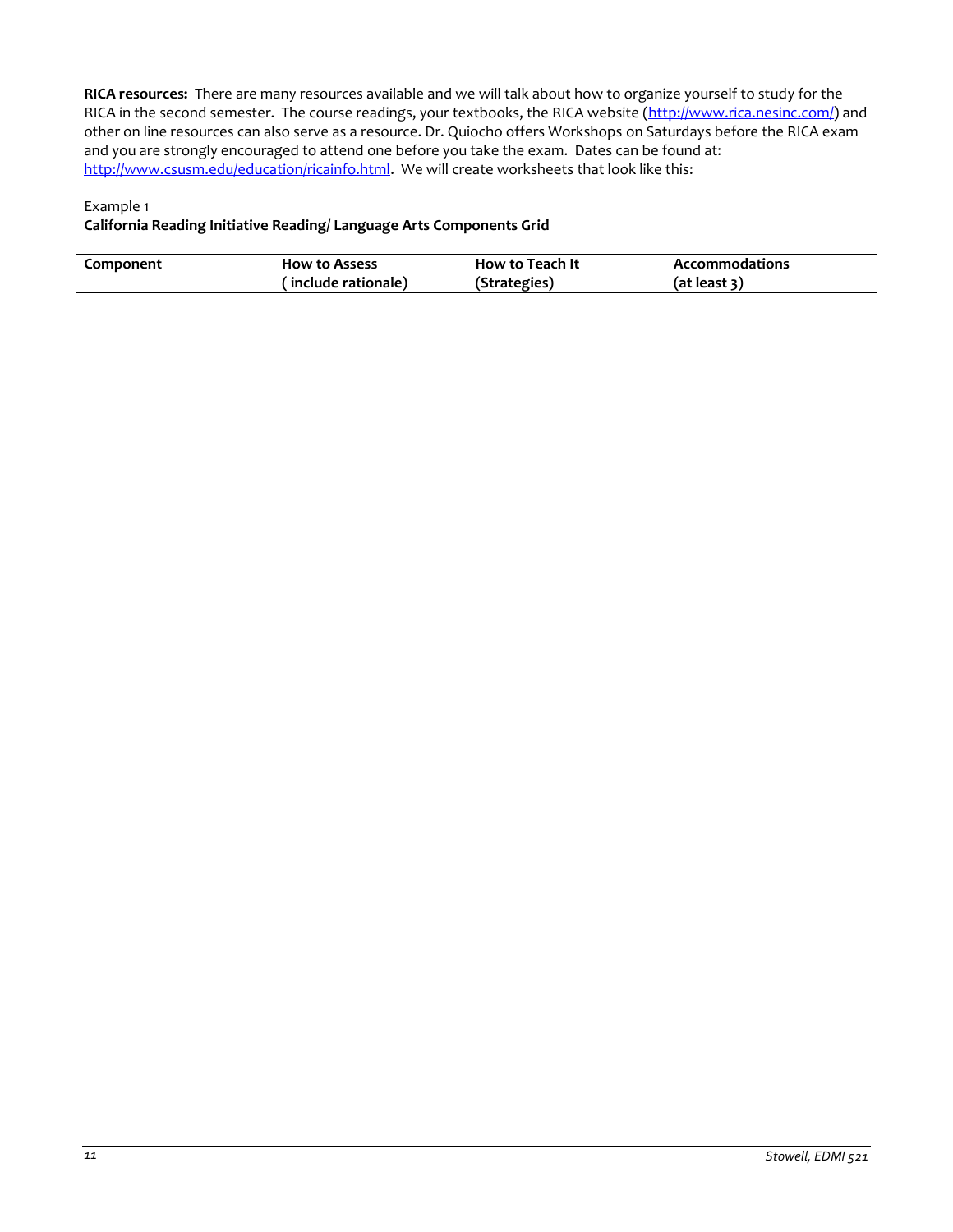**RICA resources:** There are many resources available and we will talk about how to organize yourself to study for the RICA in the second semester. The course readings, your textbooks, the RICA website (http://www.rica.nesinc.com/) and other on line resources can also serve as a resource. Dr. Quiocho offers Workshops on Saturdays before the RICA exam and you are strongly encouraged to attend one before you take the exam. Dates can be found at: http://www.csusm.edu/education/ricainfo.html. We will create worksheets that look like this:

Example 1

**California Reading Initiative Reading/ Language Arts Components Grid**

| **Component** | **How to Assess ( include rationale)** | **How to Teach It (Strategies)** | **Accommodations (at least 3)** |
| --- | --- | --- | --- |
| | | | |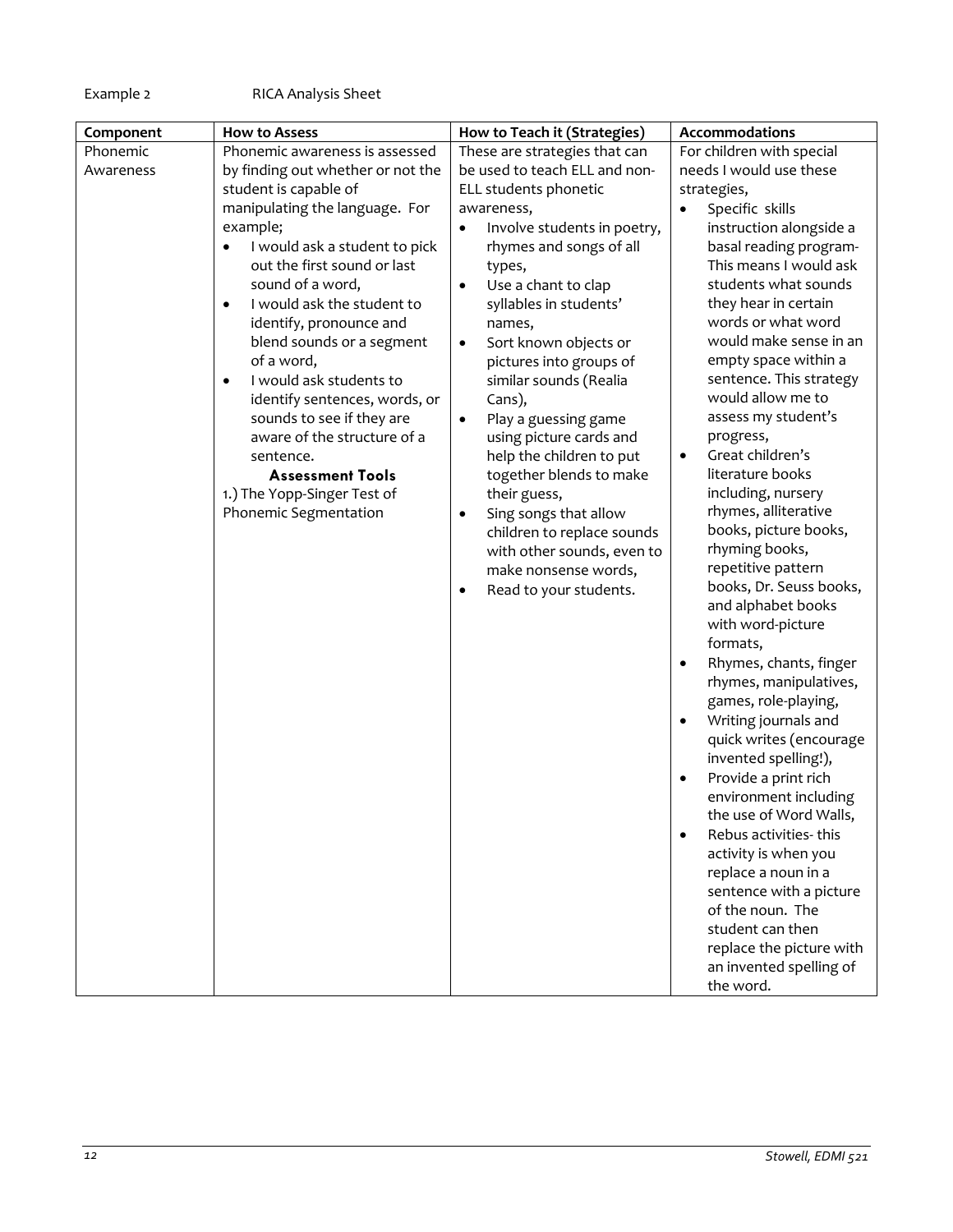Example 2 RICA Analysis Sheet

| Component | How to Assess | How to Teach it (Strategies) | Accommodations |
|---|---|---|---|
| Phonemic Awareness | Phonemic awareness is assessed by finding out whether or not the student is capable of manipulating the language. For example;<br>• I would ask a student to pick out the first sound or last sound of a word,<br>• I would ask the student to identify, pronounce and blend sounds or a segment of a word,<br>• I would ask students to identify sentences, words, or sounds to see if they are aware of the structure of a sentence.<br>**Assessment Tools**<br>1.) The Yopp-Singer Test of Phonemic Segmentation | These are strategies that can be used to teach ELL and non-ELL students phonetic awareness,<br>• Involve students in poetry, rhymes and songs of all types,<br>• Use a chant to clap syllables in students' names,<br>• Sort known objects or pictures into groups of similar sounds (Realia Cans),<br>• Play a guessing game using picture cards and help the children to put together blends to make their guess,<br>• Sing songs that allow children to replace sounds with other sounds, even to make nonsense words,<br>• Read to your students. | For children with special needs I would use these strategies,<br>• Specific skills instruction alongside a basal reading program- This means I would ask students what sounds they hear in certain words or what word would make sense in an empty space within a sentence. This strategy would allow me to assess my student's progress,<br>• Great children's literature books including, nursery rhymes, alliterative books, picture books, rhyming books, repetitive pattern books, Dr. Seuss books, and alphabet books with word-picture formats,<br>• Rhymes, chants, finger rhymes, manipulatives, games, role-playing,<br>• Writing journals and quick writes (encourage invented spelling!),<br>• Provide a print rich environment including the use of Word Walls,<br>• Rebus activities- this activity is when you replace a noun in a sentence with a picture of the noun. The student can then replace the picture with an invented spelling of the word. |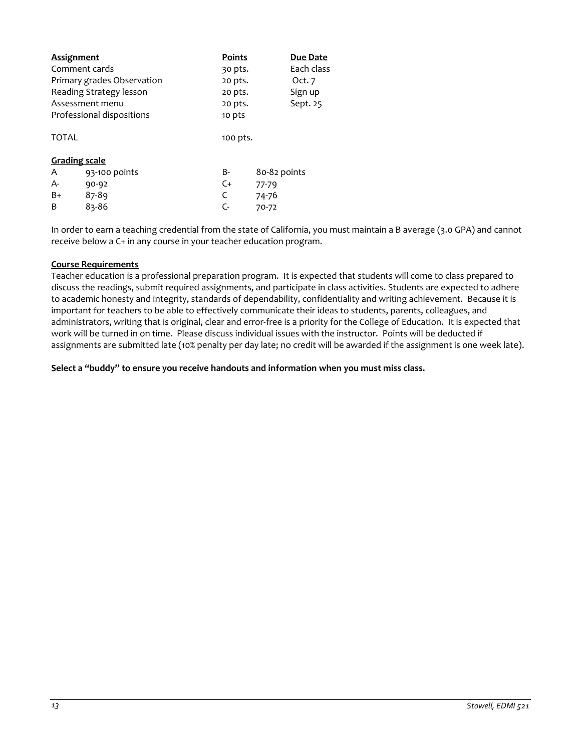| Assignment | Points | Due Date |
|---|---|---|
| Comment cards | 30 pts. | Each class |
| Primary grades Observation | 20 pts. | Oct. 7 |
| Reading Strategy lesson | 20 pts. | Sign up |
| Assessment menu | 20 pts. | Sept. 25 |
| Professional dispositions | 10 pts | |
| TOTAL | 100 pts. | |

**Grading scale**

| | | | |
|---|---|---|---|
| A | 93-100 points | B- | 80-82 points |
| A- | 90-92 | C+ | 77-79 |
| B+ | 87-89 | C | 74-76 |
| B | 83-86 | C- | 70-72 |

In order to earn a teaching credential from the state of California, you must maintain a B average (3.0 GPA) and cannot receive below a C+ in any course in your teacher education program.

**Course Requirements**

Teacher education is a professional preparation program. It is expected that students will come to class prepared to discuss the readings, submit required assignments, and participate in class activities. Students are expected to adhere to academic honesty and integrity, standards of dependability, confidentiality and writing achievement. Because it is important for teachers to be able to effectively communicate their ideas to students, parents, colleagues, and administrators, writing that is original, clear and error-free is a priority for the College of Education. It is expected that work will be turned in on time. Please discuss individual issues with the instructor. Points will be deducted if assignments are submitted late (10% penalty per day late; no credit will be awarded if the assignment is one week late).

**Select a "buddy" to ensure you receive handouts and information when you must miss class.**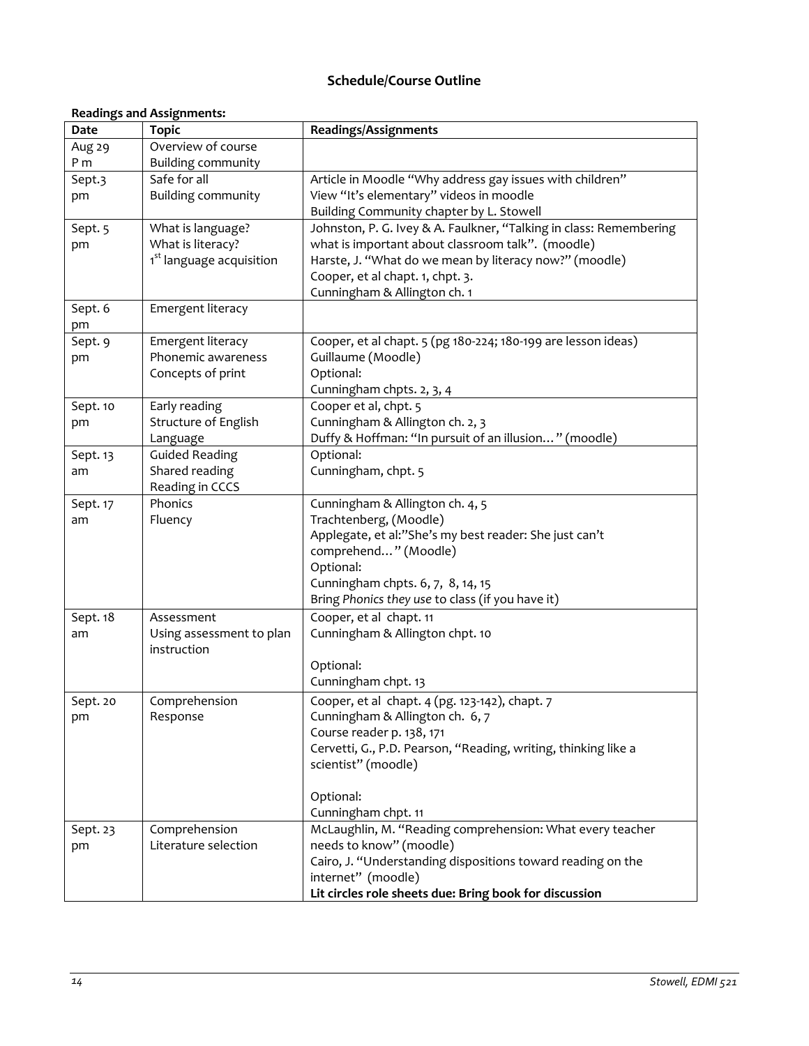# Schedule/Course Outline

**Readings and Assignments:**

| Date | Topic | Readings/Assignments |
|---|---|---|
| Aug 29 P m | Overview of course<br>Building community | |
| Sept.3 pm | Safe for all<br>Building community | Article in Moodle "Why address gay issues with children"<br>View "It's elementary" videos in moodle<br>Building Community chapter by L. Stowell |
| Sept. 5 pm | What is language?<br>What is literacy?<br>1st language acquisition | Johnston, P. G. Ivey & A. Faulkner, "Talking in class: Remembering what is important about classroom talk". (moodle)<br>Harste, J. "What do we mean by literacy now?" (moodle)<br>Cooper, et al chapt. 1, chpt. 3.<br>Cunningham & Allington ch. 1 |
| Sept. 6 pm | Emergent literacy | |
| Sept. 9 pm | Emergent literacy<br>Phonemic awareness<br>Concepts of print | Cooper, et al chapt. 5 (pg 180-224; 180-199 are lesson ideas)<br>Guillaume (Moodle)<br>Optional:<br>Cunningham chpts. 2, 3, 4 |
| Sept. 10 pm | Early reading<br>Structure of English Language | Cooper et al, chpt. 5<br>Cunningham & Allington ch. 2, 3<br>Duffy & Hoffman: "In pursuit of an illusion…" (moodle) |
| Sept. 13 am | Guided Reading<br>Shared reading<br>Reading in CCCS | Optional:<br>Cunningham, chpt. 5 |
| Sept. 17 am | Phonics<br>Fluency | Cunningham & Allington ch. 4, 5<br>Trachtenberg, (Moodle)<br>Applegate, et al:"She's my best reader: She just can't comprehend…" (Moodle)<br>Optional:<br>Cunningham chpts. 6, 7, 8, 14, 15<br>Bring *Phonics they use* to class (if you have it) |
| Sept. 18 am | Assessment<br>Using assessment to plan instruction | Cooper, et al chapt. 11<br>Cunningham & Allington chpt. 10<br><br>Optional:<br>Cunningham chpt. 13 |
| Sept. 20 pm | Comprehension<br>Response | Cooper, et al chapt. 4 (pg. 123-142), chapt. 7<br>Cunningham & Allington ch. 6, 7<br>Course reader p. 138, 171<br>Cervetti, G., P.D. Pearson, "Reading, writing, thinking like a scientist" (moodle)<br><br>Optional:<br>Cunningham chpt. 11 |
| Sept. 23 pm | Comprehension<br>Literature selection | McLaughlin, M. "Reading comprehension: What every teacher needs to know" (moodle)<br>Cairo, J. "Understanding dispositions toward reading on the internet" (moodle)<br>**Lit circles role sheets due: Bring book for discussion** |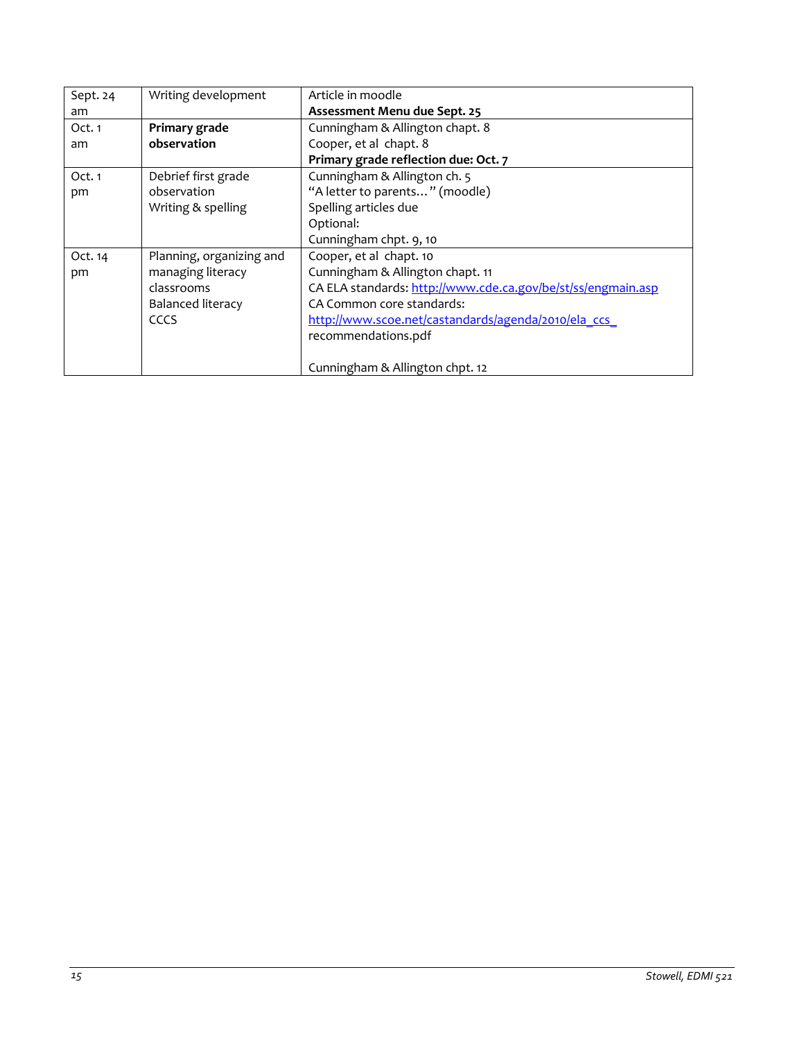| | | |
|---|---|---|
| Sept. 24<br>am | Writing development | Article in moodle<br>**Assessment Menu due Sept. 25** |
| Oct. 1<br>am | **Primary grade observation** | Cunningham & Allington chapt. 8<br>Cooper, et al chapt. 8<br>**Primary grade reflection due: Oct. 7** |
| Oct. 1<br>pm | Debrief first grade observation<br>Writing & spelling | Cunningham & Allington ch. 5<br>"A letter to parents…" (moodle)<br>Spelling articles due<br>Optional:<br>Cunningham chpt. 9, 10 |
| Oct. 14<br>pm | Planning, organizing and managing literacy classrooms<br>Balanced literacy<br>CCCS | Cooper, et al chapt. 10<br>Cunningham & Allington chapt. 11<br>CA ELA standards: http://www.cde.ca.gov/be/st/ss/engmain.asp<br>CA Common core standards:<br>http://www.scoe.net/castandards/agenda/2010/ela_ccs_recommendations.pdf<br><br>Cunningham & Allington chpt. 12 |